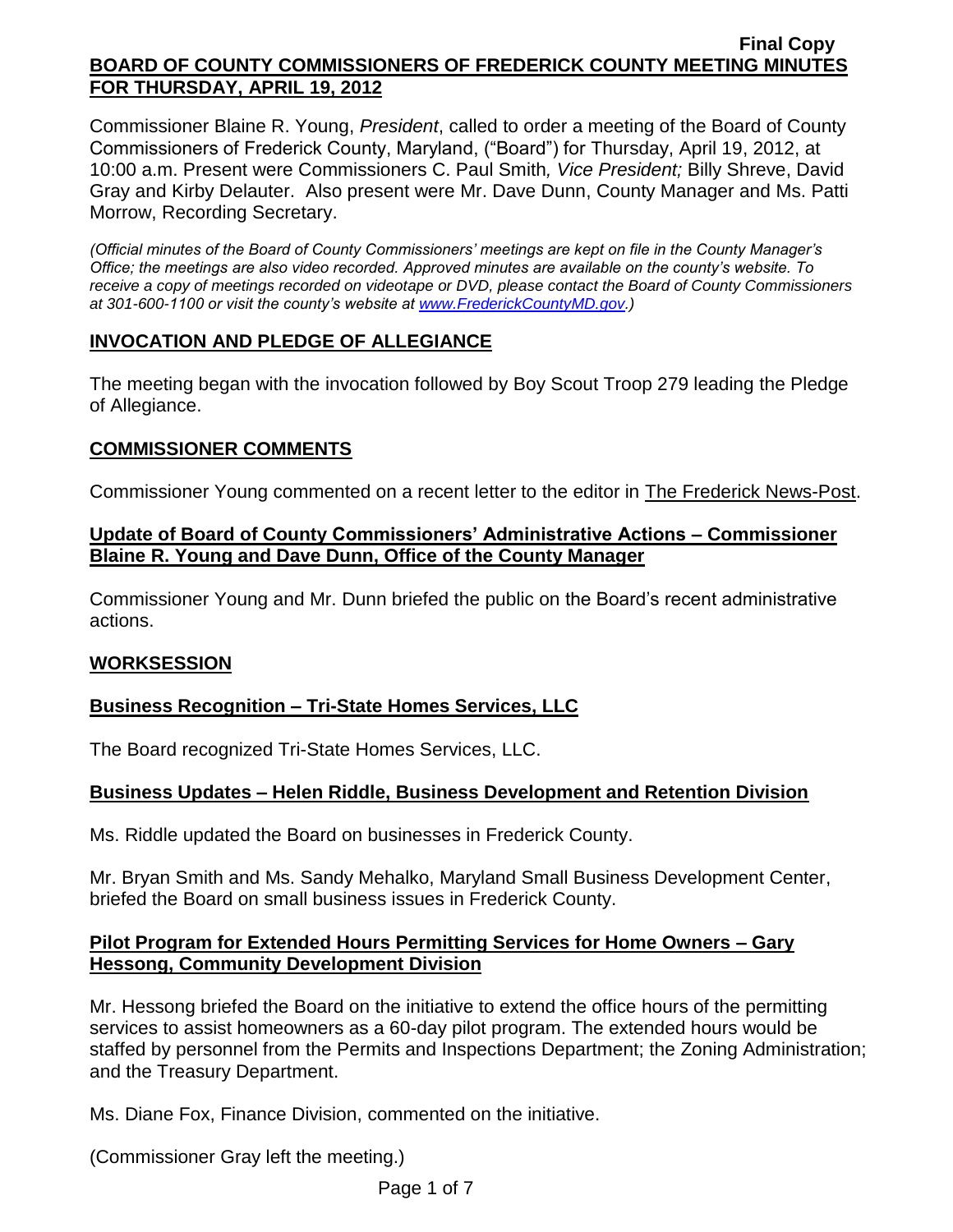**Final Copy**

# BOARD OF COUNTY COMMISSIONERS OF FREDERICK COUNTY MEETING MINUTES FOR THURSDAY, APRIL 19, 2012

Commissioner Blaine R. Young, *President*, called to order a meeting of the Board of County Commissioners of Frederick County, Maryland, ("Board") for Thursday, April 19, 2012, at 10:00 a.m. Present were Commissioners C. Paul Smith*, Vice President;* Billy Shreve, David Gray and Kirby Delauter. Also present were Mr. Dave Dunn, County Manager and Ms. Patti Morrow, Recording Secretary.

*(Official minutes of the Board of County Commissioners' meetings are kept on file in the County Manager's Office; the meetings are also video recorded. Approved minutes are available on the county's website. To receive a copy of meetings recorded on videotape or DVD, please contact the Board of County Commissioners at 301-600-1100 or visit the county's website at www.FrederickCountyMD.gov.)*

## INVOCATION AND PLEDGE OF ALLEGIANCE

The meeting began with the invocation followed by Boy Scout Troop 279 leading the Pledge of Allegiance.

## COMMISSIONER COMMENTS

Commissioner Young commented on a recent letter to the editor in The Frederick News-Post.

### Update of Board of County Commissioners' Administrative Actions – Commissioner Blaine R. Young and Dave Dunn, Office of the County Manager

Commissioner Young and Mr. Dunn briefed the public on the Board's recent administrative actions.

## WORKSESSION

### Business Recognition – Tri-State Homes Services, LLC

The Board recognized Tri-State Homes Services, LLC.

### Business Updates – Helen Riddle, Business Development and Retention Division

Ms. Riddle updated the Board on businesses in Frederick County.

Mr. Bryan Smith and Ms. Sandy Mehalko, Maryland Small Business Development Center, briefed the Board on small business issues in Frederick County.

### Pilot Program for Extended Hours Permitting Services for Home Owners – Gary Hessong, Community Development Division

Mr. Hessong briefed the Board on the initiative to extend the office hours of the permitting services to assist homeowners as a 60-day pilot program. The extended hours would be staffed by personnel from the Permits and Inspections Department; the Zoning Administration; and the Treasury Department.

Ms. Diane Fox, Finance Division, commented on the initiative.

(Commissioner Gray left the meeting.)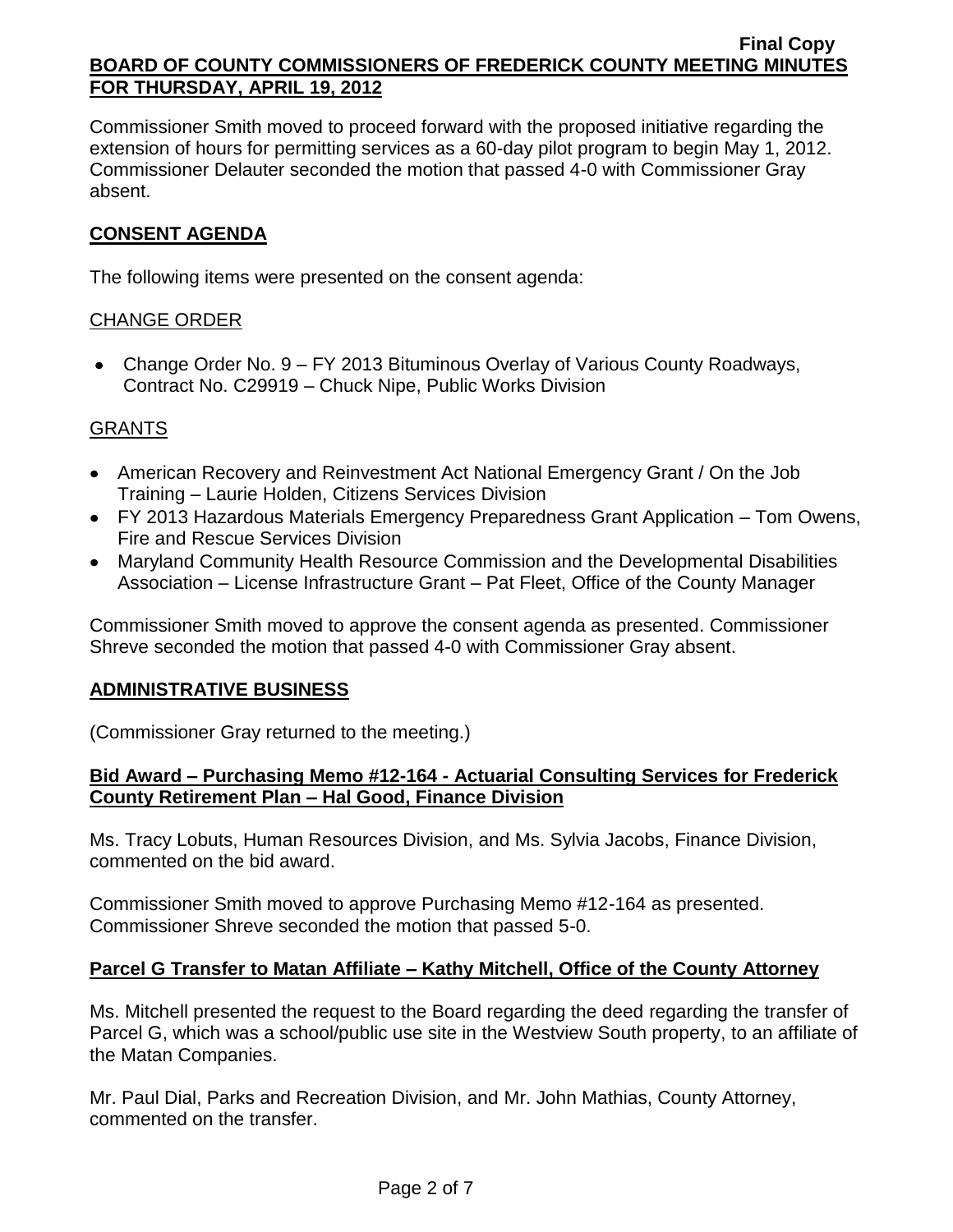Commissioner Smith moved to proceed forward with the proposed initiative regarding the extension of hours for permitting services as a 60-day pilot program to begin May 1, 2012. Commissioner Delauter seconded the motion that passed 4-0 with Commissioner Gray absent.

## CONSENT AGENDA

The following items were presented on the consent agenda:

### CHANGE ORDER

- Change Order No. 9 – FY 2013 Bituminous Overlay of Various County Roadways, Contract No. C29919 – Chuck Nipe, Public Works Division

### GRANTS

- American Recovery and Reinvestment Act National Emergency Grant / On the Job Training – Laurie Holden, Citizens Services Division
- FY 2013 Hazardous Materials Emergency Preparedness Grant Application – Tom Owens, Fire and Rescue Services Division
- Maryland Community Health Resource Commission and the Developmental Disabilities Association – License Infrastructure Grant – Pat Fleet, Office of the County Manager

Commissioner Smith moved to approve the consent agenda as presented. Commissioner Shreve seconded the motion that passed 4-0 with Commissioner Gray absent.

## ADMINISTRATIVE BUSINESS

(Commissioner Gray returned to the meeting.)

### Bid Award – Purchasing Memo #12-164 - Actuarial Consulting Services for Frederick County Retirement Plan – Hal Good, Finance Division

Ms. Tracy Lobuts, Human Resources Division, and Ms. Sylvia Jacobs, Finance Division, commented on the bid award.

Commissioner Smith moved to approve Purchasing Memo #12-164 as presented. Commissioner Shreve seconded the motion that passed 5-0.

### Parcel G Transfer to Matan Affiliate – Kathy Mitchell, Office of the County Attorney

Ms. Mitchell presented the request to the Board regarding the deed regarding the transfer of Parcel G, which was a school/public use site in the Westview South property, to an affiliate of the Matan Companies.

Mr. Paul Dial, Parks and Recreation Division, and Mr. John Mathias, County Attorney, commented on the transfer.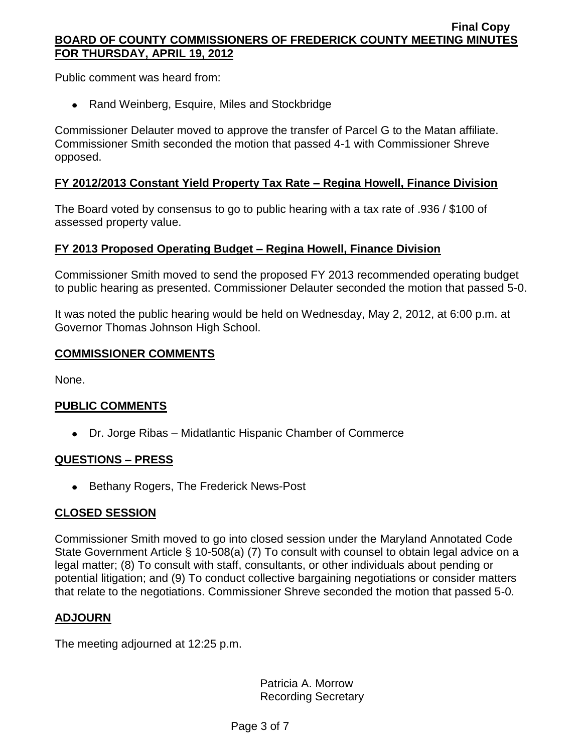Public comment was heard from:

- Rand Weinberg, Esquire, Miles and Stockbridge

Commissioner Delauter moved to approve the transfer of Parcel G to the Matan affiliate. Commissioner Smith seconded the motion that passed 4-1 with Commissioner Shreve opposed.

## FY 2012/2013 Constant Yield Property Tax Rate – Regina Howell, Finance Division

The Board voted by consensus to go to public hearing with a tax rate of .936 / $100 of assessed property value.

## FY 2013 Proposed Operating Budget – Regina Howell, Finance Division

Commissioner Smith moved to send the proposed FY 2013 recommended operating budget to public hearing as presented. Commissioner Delauter seconded the motion that passed 5-0.

It was noted the public hearing would be held on Wednesday, May 2, 2012, at 6:00 p.m. at Governor Thomas Johnson High School.

## COMMISSIONER COMMENTS

None.

## PUBLIC COMMENTS

- Dr. Jorge Ribas – Midatlantic Hispanic Chamber of Commerce

## QUESTIONS – PRESS

- Bethany Rogers, The Frederick News-Post

## CLOSED SESSION

Commissioner Smith moved to go into closed session under the Maryland Annotated Code State Government Article § 10-508(a) (7) To consult with counsel to obtain legal advice on a legal matter; (8) To consult with staff, consultants, or other individuals about pending or potential litigation; and (9) To conduct collective bargaining negotiations or consider matters that relate to the negotiations. Commissioner Shreve seconded the motion that passed 5-0.

## ADJOURN

The meeting adjourned at 12:25 p.m.

Patricia A. Morrow
Recording Secretary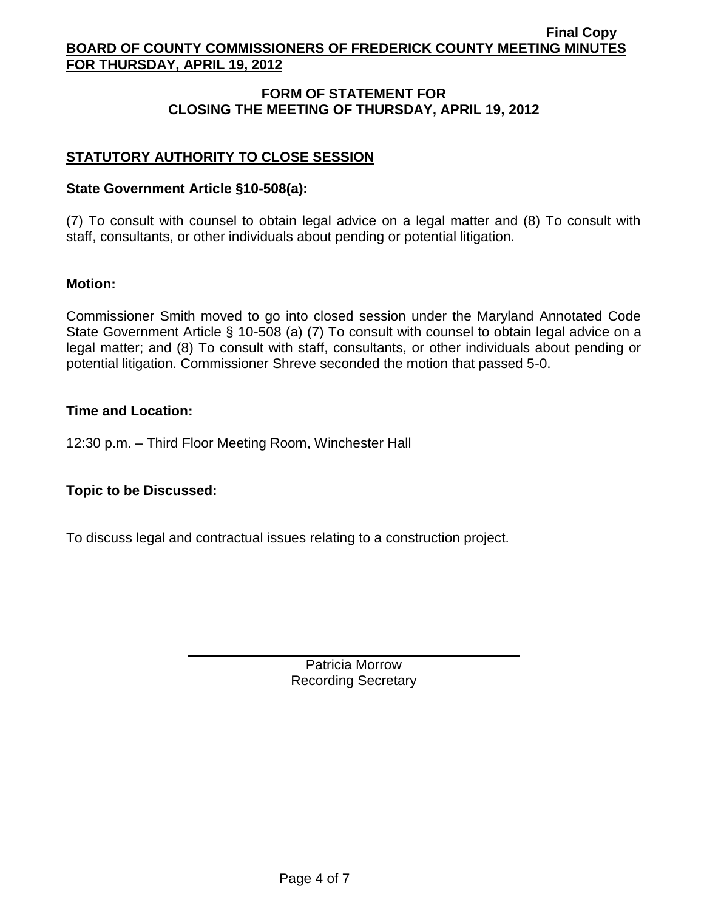## FORM OF STATEMENT FOR CLOSING THE MEETING OF THURSDAY, APRIL 19, 2012

### STATUTORY AUTHORITY TO CLOSE SESSION

**State Government Article §10-508(a):**

(7) To consult with counsel to obtain legal advice on a legal matter and (8) To consult with staff, consultants, or other individuals about pending or potential litigation.

**Motion:**

Commissioner Smith moved to go into closed session under the Maryland Annotated Code State Government Article § 10-508 (a) (7) To consult with counsel to obtain legal advice on a legal matter; and (8) To consult with staff, consultants, or other individuals about pending or potential litigation. Commissioner Shreve seconded the motion that passed 5-0.

**Time and Location:**

12:30 p.m. – Third Floor Meeting Room, Winchester Hall

**Topic to be Discussed:**

To discuss legal and contractual issues relating to a construction project.

Patricia Morrow
Recording Secretary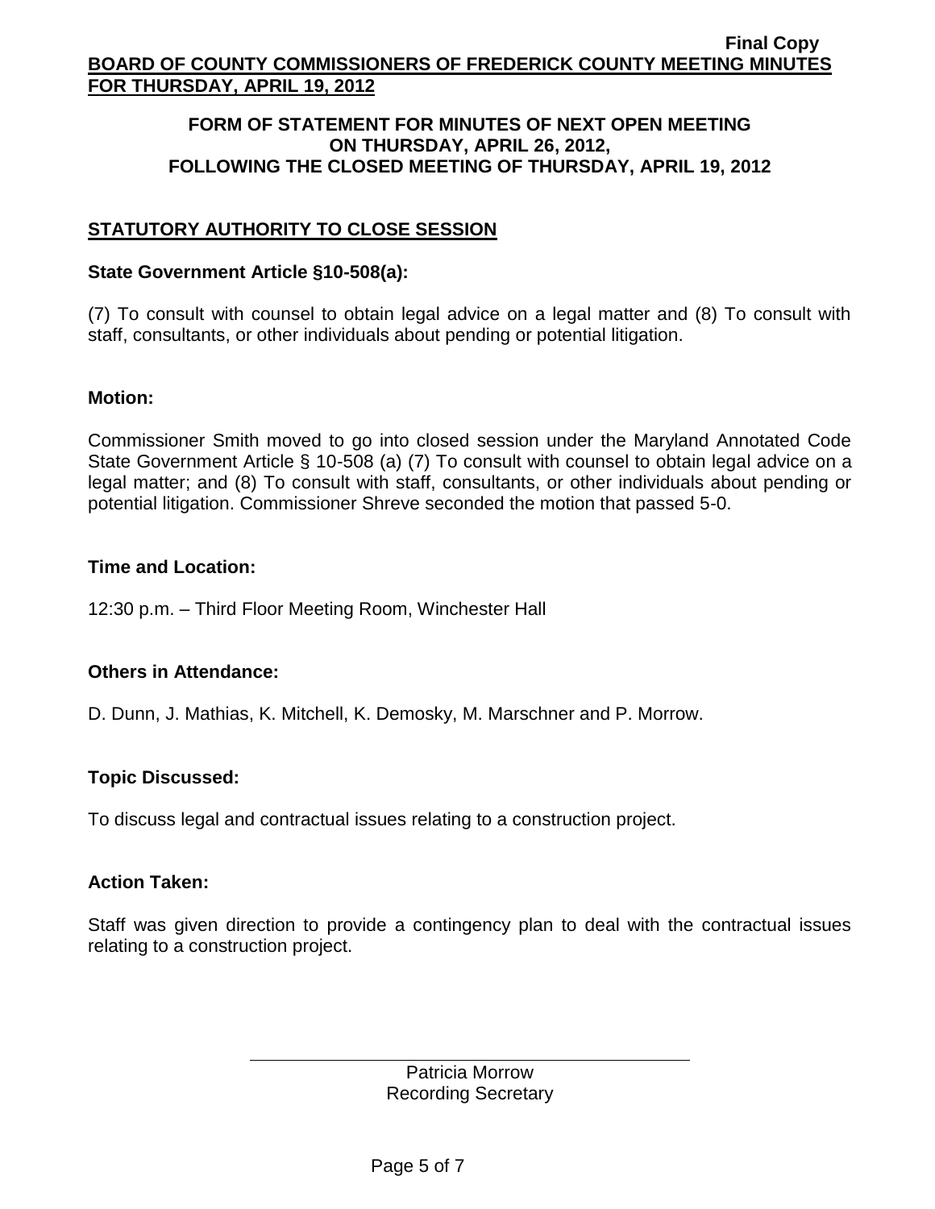## FORM OF STATEMENT FOR MINUTES OF NEXT OPEN MEETING ON THURSDAY, APRIL 26, 2012, FOLLOWING THE CLOSED MEETING OF THURSDAY, APRIL 19, 2012

### STATUTORY AUTHORITY TO CLOSE SESSION

**State Government Article §10-508(a):**

(7) To consult with counsel to obtain legal advice on a legal matter and (8) To consult with staff, consultants, or other individuals about pending or potential litigation.

**Motion:**

Commissioner Smith moved to go into closed session under the Maryland Annotated Code State Government Article § 10-508 (a) (7) To consult with counsel to obtain legal advice on a legal matter; and (8) To consult with staff, consultants, or other individuals about pending or potential litigation. Commissioner Shreve seconded the motion that passed 5-0.

**Time and Location:**

12:30 p.m. – Third Floor Meeting Room, Winchester Hall

**Others in Attendance:**

D. Dunn, J. Mathias, K. Mitchell, K. Demosky, M. Marschner and P. Morrow.

**Topic Discussed:**

To discuss legal and contractual issues relating to a construction project.

**Action Taken:**

Staff was given direction to provide a contingency plan to deal with the contractual issues relating to a construction project.

Patricia Morrow
Recording Secretary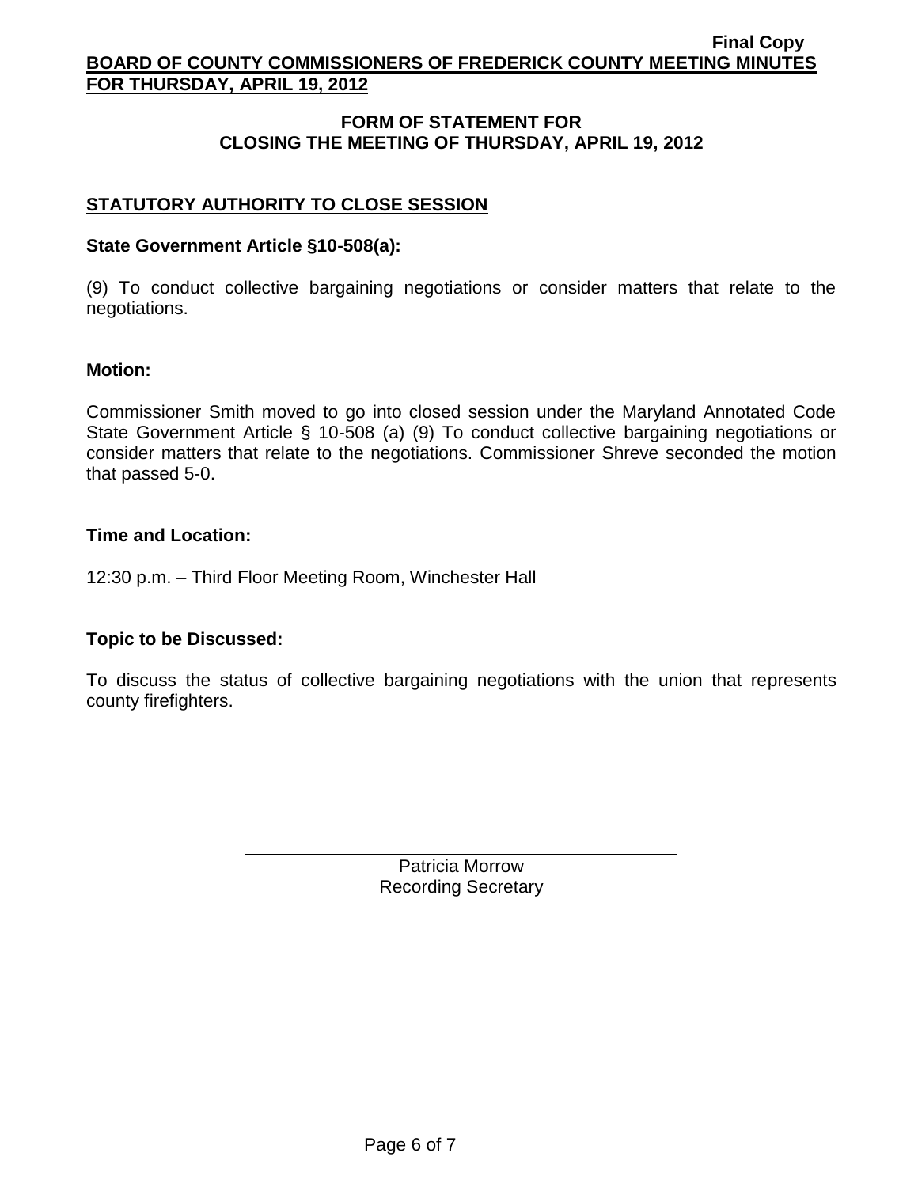## FORM OF STATEMENT FOR CLOSING THE MEETING OF THURSDAY, APRIL 19, 2012

### STATUTORY AUTHORITY TO CLOSE SESSION

**State Government Article §10-508(a):**

(9) To conduct collective bargaining negotiations or consider matters that relate to the negotiations.

**Motion:**

Commissioner Smith moved to go into closed session under the Maryland Annotated Code State Government Article § 10-508 (a) (9) To conduct collective bargaining negotiations or consider matters that relate to the negotiations. Commissioner Shreve seconded the motion that passed 5-0.

**Time and Location:**

12:30 p.m. – Third Floor Meeting Room, Winchester Hall

**Topic to be Discussed:**

To discuss the status of collective bargaining negotiations with the union that represents county firefighters.

Patricia Morrow
Recording Secretary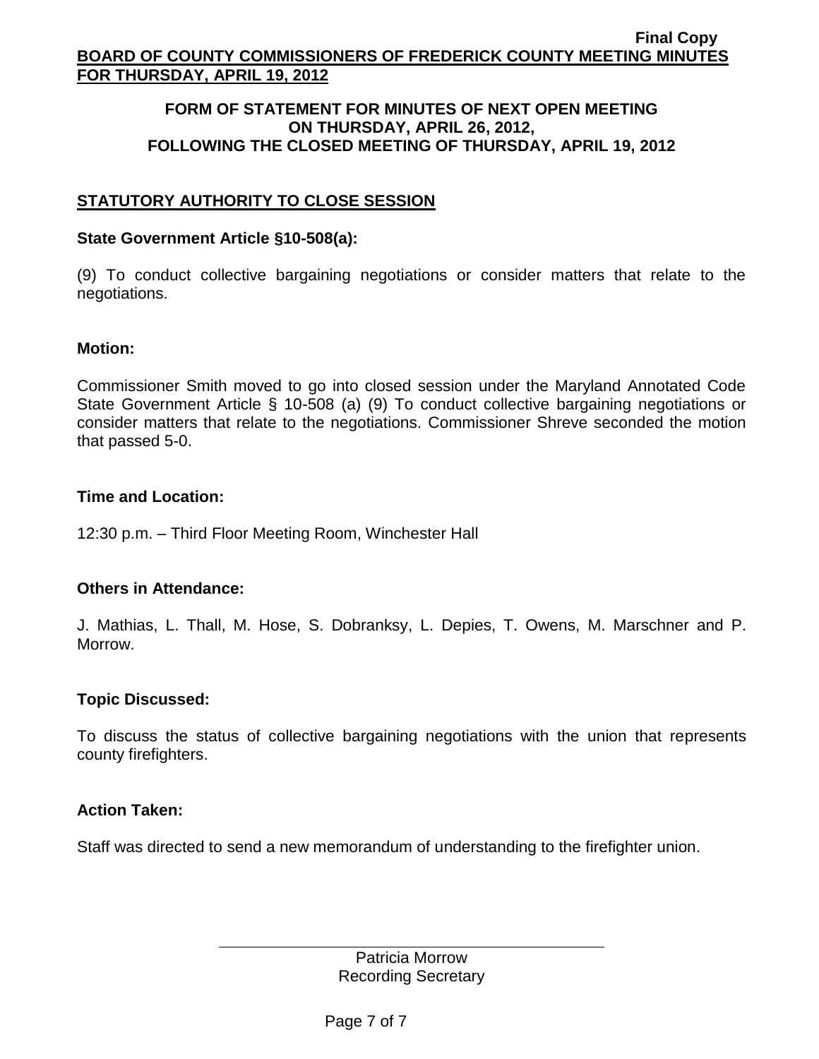## FORM OF STATEMENT FOR MINUTES OF NEXT OPEN MEETING ON THURSDAY, APRIL 26, 2012, FOLLOWING THE CLOSED MEETING OF THURSDAY, APRIL 19, 2012

### STATUTORY AUTHORITY TO CLOSE SESSION

**State Government Article §10-508(a):**

(9) To conduct collective bargaining negotiations or consider matters that relate to the negotiations.

**Motion:**

Commissioner Smith moved to go into closed session under the Maryland Annotated Code State Government Article § 10-508 (a) (9) To conduct collective bargaining negotiations or consider matters that relate to the negotiations. Commissioner Shreve seconded the motion that passed 5-0.

**Time and Location:**

12:30 p.m. – Third Floor Meeting Room, Winchester Hall

**Others in Attendance:**

J. Mathias, L. Thall, M. Hose, S. Dobranksy, L. Depies, T. Owens, M. Marschner and P. Morrow.

**Topic Discussed:**

To discuss the status of collective bargaining negotiations with the union that represents county firefighters.

**Action Taken:**

Staff was directed to send a new memorandum of understanding to the firefighter union.

Patricia Morrow
Recording Secretary